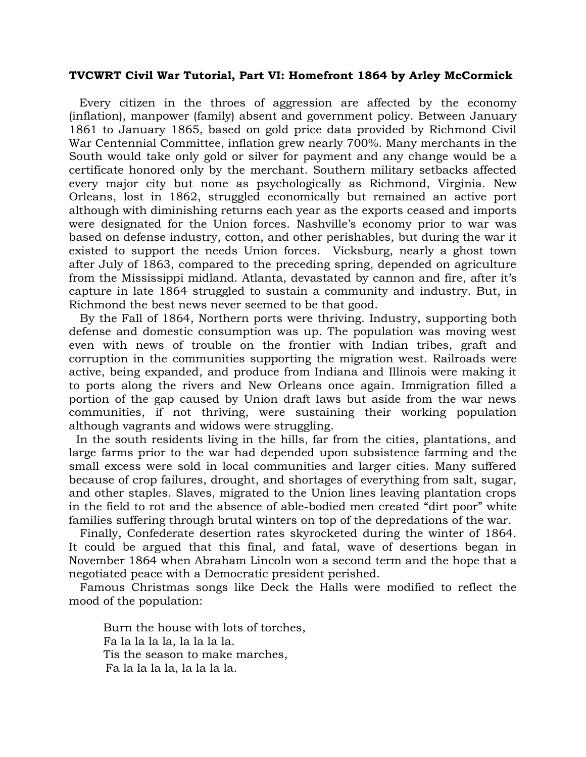**TVCWRT Civil War Tutorial, Part VI: Homefront 1864 by Arley McCormick**

Every citizen in the throes of aggression are affected by the economy (inflation), manpower (family) absent and government policy. Between January 1861 to January 1865, based on gold price data provided by Richmond Civil War Centennial Committee, inflation grew nearly 700%. Many merchants in the South would take only gold or silver for payment and any change would be a certificate honored only by the merchant. Southern military setbacks affected every major city but none as psychologically as Richmond, Virginia. New Orleans, lost in 1862, struggled economically but remained an active port although with diminishing returns each year as the exports ceased and imports were designated for the Union forces. Nashville's economy prior to war was based on defense industry, cotton, and other perishables, but during the war it existed to support the needs Union forces. Vicksburg, nearly a ghost town after July of 1863, compared to the preceding spring, depended on agriculture from the Mississippi midland. Atlanta, devastated by cannon and fire, after it's capture in late 1864 struggled to sustain a community and industry. But, in Richmond the best news never seemed to be that good.

By the Fall of 1864, Northern ports were thriving. Industry, supporting both defense and domestic consumption was up. The population was moving west even with news of trouble on the frontier with Indian tribes, graft and corruption in the communities supporting the migration west. Railroads were active, being expanded, and produce from Indiana and Illinois were making it to ports along the rivers and New Orleans once again. Immigration filled a portion of the gap caused by Union draft laws but aside from the war news communities, if not thriving, were sustaining their working population although vagrants and widows were struggling.

In the south residents living in the hills, far from the cities, plantations, and large farms prior to the war had depended upon subsistence farming and the small excess were sold in local communities and larger cities. Many suffered because of crop failures, drought, and shortages of everything from salt, sugar, and other staples. Slaves, migrated to the Union lines leaving plantation crops in the field to rot and the absence of able-bodied men created "dirt poor" white families suffering through brutal winters on top of the depredations of the war.

Finally, Confederate desertion rates skyrocketed during the winter of 1864. It could be argued that this final, and fatal, wave of desertions began in November 1864 when Abraham Lincoln won a second term and the hope that a negotiated peace with a Democratic president perished.

Famous Christmas songs like Deck the Halls were modified to reflect the mood of the population:

> Burn the house with lots of torches,
> Fa la la la la, la la la la.
> Tis the season to make marches,
> Fa la la la la, la la la la.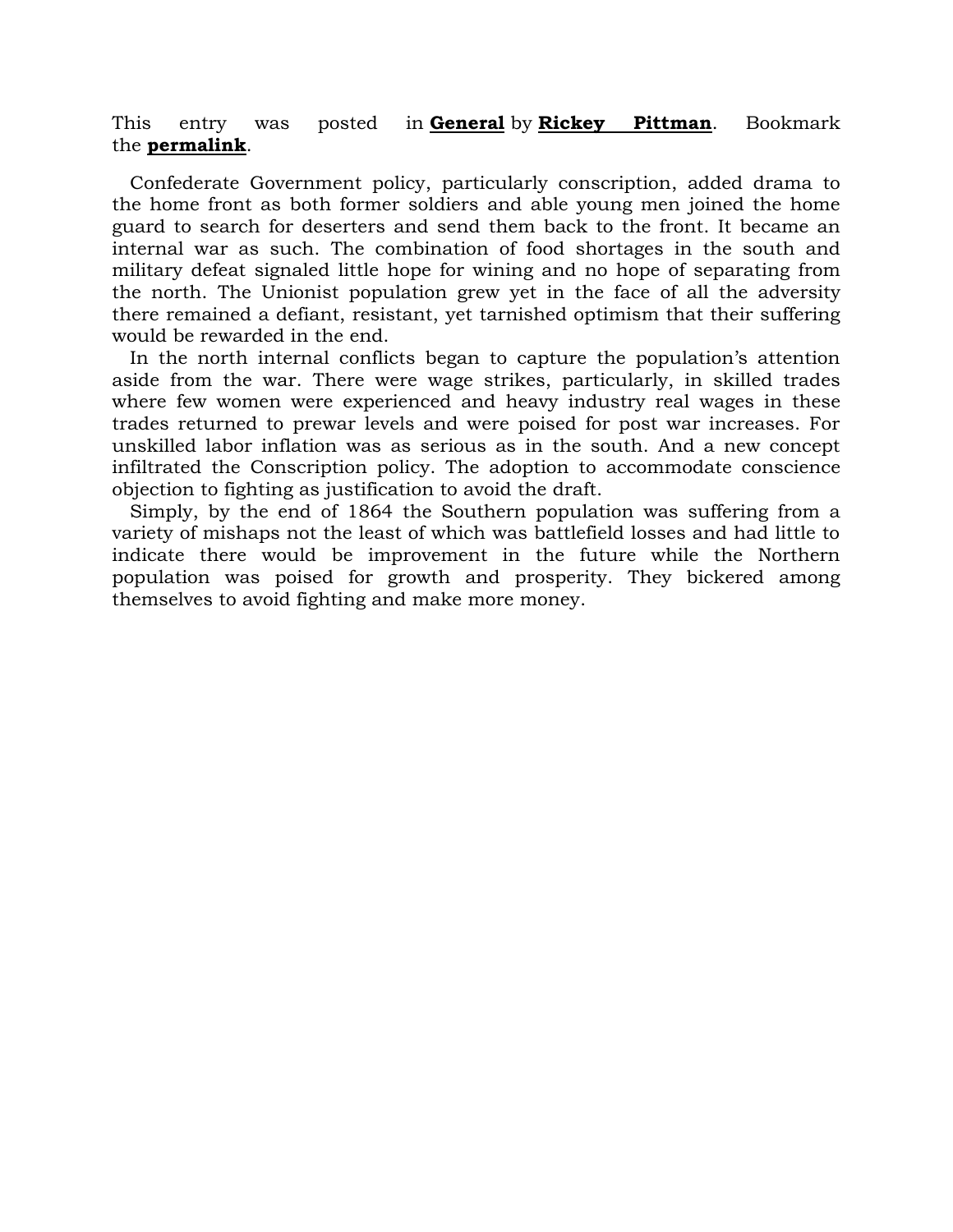This entry was posted in **General** by **Rickey Pittman**. Bookmark the **permalink**.

Confederate Government policy, particularly conscription, added drama to the home front as both former soldiers and able young men joined the home guard to search for deserters and send them back to the front. It became an internal war as such. The combination of food shortages in the south and military defeat signaled little hope for wining and no hope of separating from the north. The Unionist population grew yet in the face of all the adversity there remained a defiant, resistant, yet tarnished optimism that their suffering would be rewarded in the end.

In the north internal conflicts began to capture the population's attention aside from the war. There were wage strikes, particularly, in skilled trades where few women were experienced and heavy industry real wages in these trades returned to prewar levels and were poised for post war increases. For unskilled labor inflation was as serious as in the south. And a new concept infiltrated the Conscription policy. The adoption to accommodate conscience objection to fighting as justification to avoid the draft.

Simply, by the end of 1864 the Southern population was suffering from a variety of mishaps not the least of which was battlefield losses and had little to indicate there would be improvement in the future while the Northern population was poised for growth and prosperity. They bickered among themselves to avoid fighting and make more money.